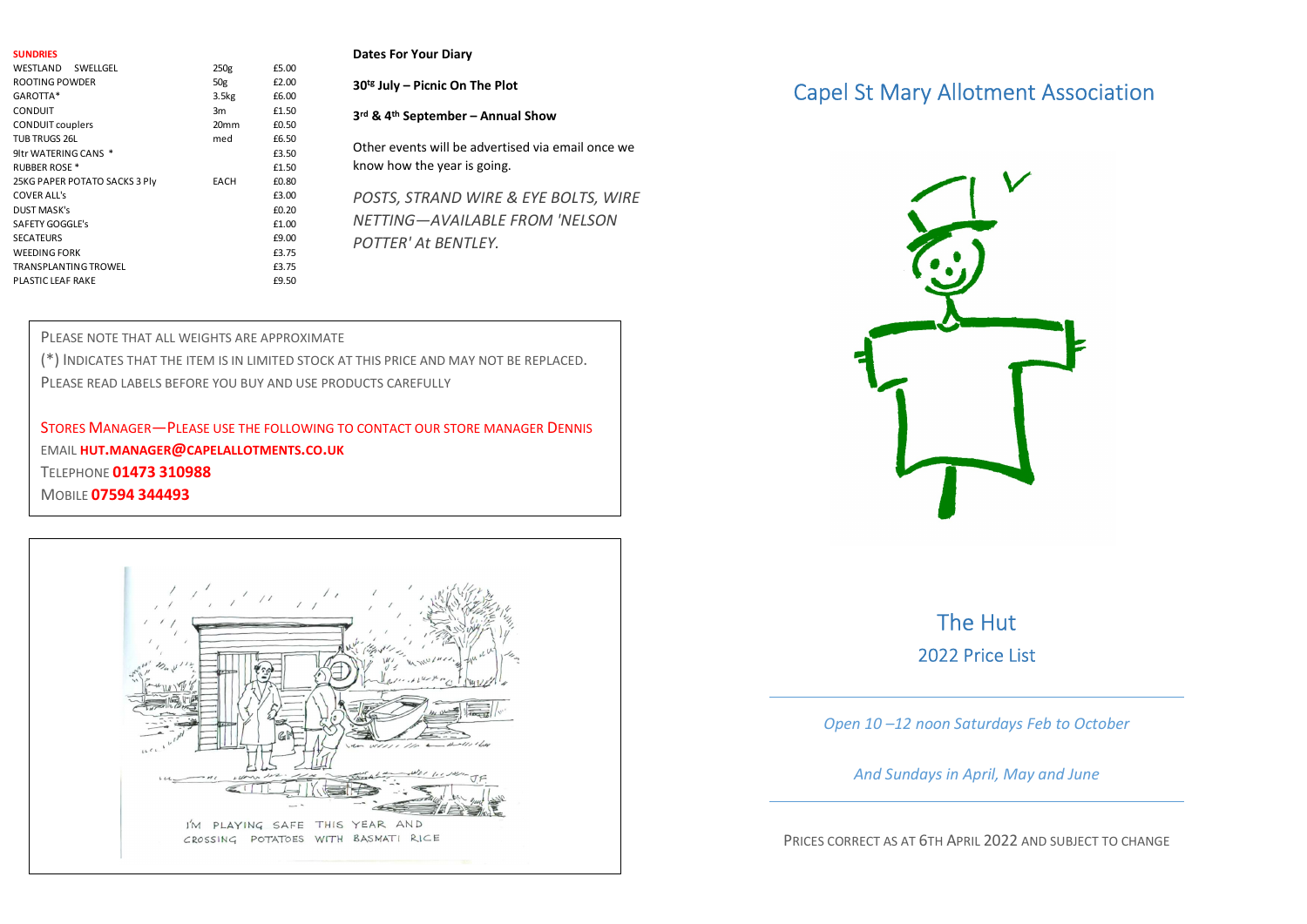**SUNDRIES**

| Item | Size | Price |
|---|---|---|
| WESTLAND SWELLGEL | 250g | £5.00 |
| ROOTING POWDER | 50g | £2.00 |
| GAROTTA* | 3.5kg | £6.00 |
| CONDUIT | 3m | £1.50 |
| CONDUIT couplers | 20mm | £0.50 |
| TUB TRUGS 26L | med | £6.50 |
| 9ltr WATERING CANS * | | £3.50 |
| RUBBER ROSE * | | £1.50 |
| 25KG PAPER POTATO SACKS 3 Ply | EACH | £0.80 |
| COVER ALL's | | £3.00 |
| DUST MASK's | | £0.20 |
| SAFETY GOGGLE's | | £1.00 |
| SECATEURS | | £9.00 |
| WEEDING FORK | | £3.75 |
| TRANSPLANTING TROWEL | | £3.75 |
| PLASTIC LEAF RAKE | | £9.50 |

**Dates For Your Diary**

**30tg July – Picnic On The Plot**

**3rd & 4th September – Annual Show**

Other events will be advertised via email once we know how the year is going.

*POSTS, STRAND WIRE & EYE BOLTS, WIRE NETTING—AVAILABLE FROM 'NELSON POTTER' At BENTLEY.*

PLEASE NOTE THAT ALL WEIGHTS ARE APPROXIMATE

(*) INDICATES THAT THE ITEM IS IN LIMITED STOCK AT THIS PRICE AND MAY NOT BE REPLACED.

PLEASE READ LABELS BEFORE YOU BUY AND USE PRODUCTS CAREFULLY

STORES MANAGER—PLEASE USE THE FOLLOWING TO CONTACT OUR STORE MANAGER DENNIS

EMAIL **HUT.MANAGER@CAPELALLOTMENTS.CO.UK**

TELEPHONE **01473 310988**

MOBILE **07594 344493**

I'M PLAYING SAFE THIS YEAR AND CROSSING POTATOES WITH BASMATI RICE

# Capel St Mary Allotment Association

## The Hut

### 2022 Price List

*Open 10 –12 noon Saturdays Feb to October*

*And Sundays in April, May and June*

PRICES CORRECT AS AT 6TH APRIL 2022 AND SUBJECT TO CHANGE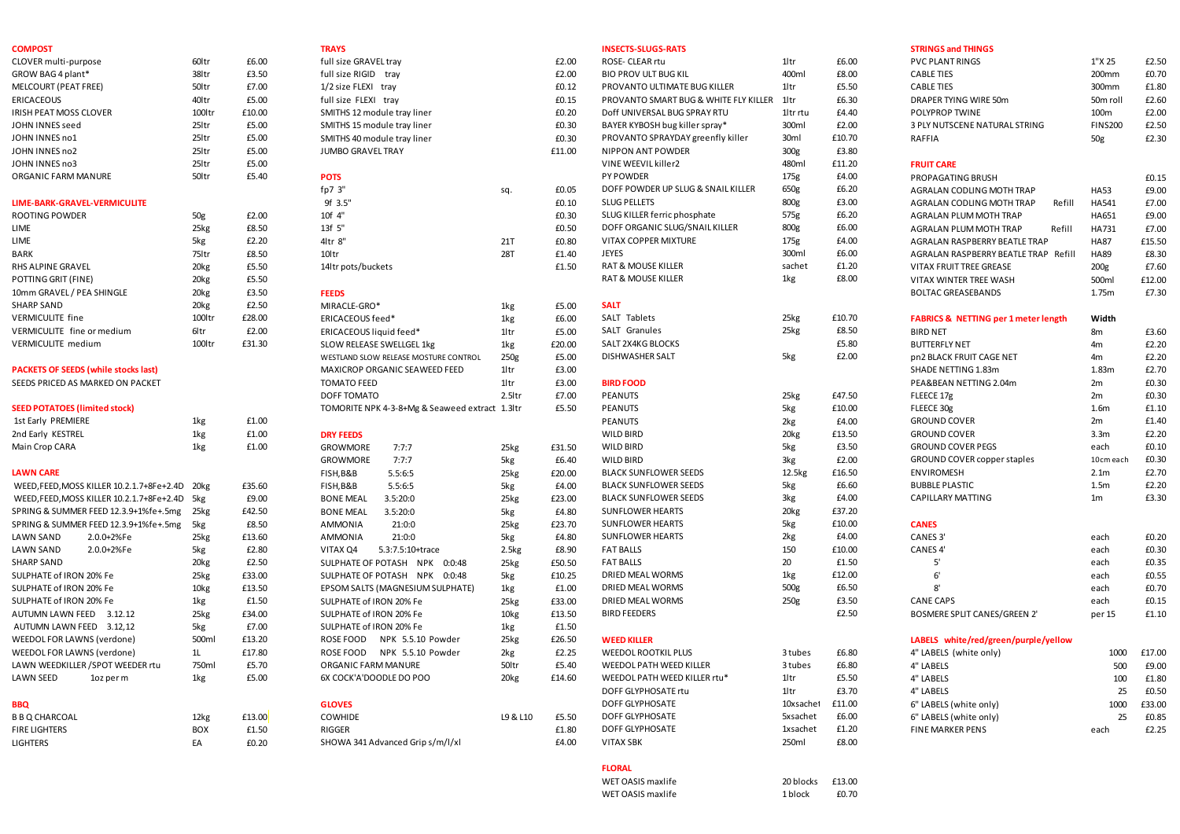## COMPOST

| | | |
|---|---|---|
| CLOVER multi-purpose | 60ltr | £6.00 |
| GROW BAG 4 plant* | 38ltr | £3.50 |
| MELCOURT (PEAT FREE) | 50ltr | £7.00 |
| ERICACEOUS | 40ltr | £5.00 |
| IRISH PEAT MOSS CLOVER | 100ltr | £10.00 |
| JOHN INNES seed | 25ltr | £5.00 |
| JOHN INNES no1 | 25ltr | £5.00 |
| JOHN INNES no2 | 25ltr | £5.00 |
| JOHN INNES no3 | 25ltr | £5.00 |
| ORGANIC FARM MANURE | 50ltr | £5.40 |

## LIME-BARK-GRAVEL-VERMICULITE

| | | |
|---|---|---|
| ROOTING POWDER | 50g | £2.00 |
| LIME | 25kg | £8.50 |
| LIME | 5kg | £2.20 |
| BARK | 75ltr | £8.50 |
| RHS ALPINE GRAVEL | 20kg | £5.50 |
| POTTING GRIT (FINE) | 20kg | £5.50 |
| 10mm GRAVEL / PEA SHINGLE | 20kg | £3.50 |
| SHARP SAND | 20kg | £2.50 |
| VERMICULITE fine | 100ltr | £28.00 |
| VERMICULITE fine or medium | 6ltr | £2.00 |
| VERMICULITE medium | 100ltr | £31.30 |

## PACKETS OF SEEDS (while stocks last)

SEEDS PRICED AS MARKED ON PACKET

## SEED POTATOES (limited stock)

| | | |
|---|---|---|
| 1st Early PREMIERE | 1kg | £1.00 |
| 2nd Early KESTREL | 1kg | £1.00 |
| Main Crop CARA | 1kg | £1.00 |

## LAWN CARE

| | | |
|---|---|---|
| WEED,FEED,MOSS KILLER 10.2.1.7+8Fe+2.4D | 20kg | £35.60 |
| WEED,FEED,MOSS KILLER 10.2.1.7+8Fe+2.4D | 5kg | £9.00 |
| SPRING & SUMMER FEED 12.3.9+1%fe+.5mg | 25kg | £42.50 |
| SPRING & SUMMER FEED 12.3.9+1%fe+.5mg | 5kg | £8.50 |
| LAWN SAND 2.0+2%Fe | 25kg | £13.60 |
| LAWN SAND 2.0+2%Fe | 5kg | £2.80 |
| SHARP SAND | 20kg | £2.50 |
| SULPHATE of IRON 20% Fe | 25kg | £33.00 |
| SULPHATE of IRON 20% Fe | 10kg | £13.50 |
| SULPHATE of IRON 20% Fe | 1kg | £1.50 |
| AUTUMN LAWN FEED 3.12.12 | 25kg | £34.00 |
| AUTUMN LAWN FEED 3.12,12 | 5kg | £7.00 |
| WEEDOL FOR LAWNS (verdone) | 500ml | £13.20 |
| WEEDOL FOR LAWNS (verdone) | 1L | £17.80 |
| LAWN WEEDKILLER /SPOT WEEDER rtu | 750ml | £5.70 |
| LAWN SEED 1oz per m | 1kg | £5.00 |

## BBQ

| | | |
|---|---|---|
| B B Q CHARCOAL | 12kg | £13.00 |
| FIRE LIGHTERS | BOX | £1.50 |
| LIGHTERS | EA | £0.20 |

## TRAYS

| | | |
|---|---|---|
| full size GRAVEL tray | | £2.00 |
| full size RIGID tray | | £2.00 |
| 1/2 size FLEXI tray | | £0.12 |
| full size FLEXI tray | | £0.15 |
| SMITHS 12 module tray liner | | £0.20 |
| SMITHS 15 module tray liner | | £0.30 |
| SMITHS 40 module tray liner | | £0.30 |
| JUMBO GRAVEL TRAY | | £11.00 |

## POTS

| | | |
|---|---|---|
| fp7 3" | sq. | £0.05 |
| 9f 3.5" | | £0.10 |
| 10f 4" | | £0.30 |
| 13f 5" | | £0.50 |
| 4ltr 8" | 21T | £0.80 |
| 10ltr | 28T | £1.40 |
| 14ltr pots/buckets | | £1.50 |

## FEEDS

| | | |
|---|---|---|
| MIRACLE-GRO* | 1kg | £5.00 |
| ERICACEOUS feed* | 1kg | £6.00 |
| ERICACEOUS liquid feed* | 1ltr | £5.00 |
| SLOW RELEASE SWELLGEL 1kg | 1kg | £20.00 |
| WESTLAND SLOW RELEASE MOSTURE CONTROL | 250g | £5.00 |
| MAXICROP ORGANIC SEAWEED FEED | 1ltr | £3.00 |
| TOMATO FEED | 1ltr | £3.00 |
| DOFF TOMATO | 2.5ltr | £7.00 |
| TOMORITE NPK 4-3-8+Mg & Seaweed extract | 1.3ltr | £5.50 |

## DRY FEEDS

| | | |
|---|---|---|
| GROWMORE 7:7:7 | 25kg | £31.50 |
| GROWMORE 7:7:7 | 5kg | £6.40 |
| FISH,B&B 5.5:6:5 | 25kg | £20.00 |
| FISH,B&B 5.5:6:5 | 5kg | £4.00 |
| BONE MEAL 3.5:20:0 | 25kg | £23.00 |
| BONE MEAL 3.5:20:0 | 5kg | £4.80 |
| AMMONIA 21:0:0 | 25kg | £23.70 |
| AMMONIA 21:0:0 | 5kg | £4.80 |
| VITAX Q4 5.3:7.5:10+trace | 2.5kg | £8.90 |
| SULPHATE OF POTASH NPK 0:0:48 | 25kg | £50.50 |
| SULPHATE OF POTASH NPK 0:0:48 | 5kg | £10.25 |
| EPSOM SALTS (MAGNESIUM SULPHATE) | 1kg | £1.00 |
| SULPHATE of IRON 20% Fe | 25kg | £33.00 |
| SULPHATE of IRON 20% Fe | 10kg | £13.50 |
| SULPHATE of IRON 20% Fe | 1kg | £1.50 |
| ROSE FOOD NPK 5.5.10 Powder | 25kg | £26.50 |
| ROSE FOOD NPK 5.5.10 Powder | 2kg | £2.25 |
| ORGANIC FARM MANURE | 50ltr | £5.40 |
| 6X COCK'A'DOODLE DO POO | 20kg | £14.60 |

## GLOVES

| | | |
|---|---|---|
| COWHIDE | L9 & L10 | £5.50 |
| RIGGER | | £1.80 |
| SHOWA 341 Advanced Grip s/m/l/xl | | £4.00 |

## INSECTS-SLUGS-RATS

| | | |
|---|---|---|
| ROSE- CLEAR rtu | 1ltr | £6.00 |
| BIO PROV ULT BUG KIL | 400ml | £8.00 |
| PROVANTO ULTIMATE BUG KILLER | 1ltr | £5.50 |
| PROVANTO SMART BUG & WHITE FLY KILLER | 1ltr | £6.30 |
| Doff UNIVERSAL BUG SPRAY RTU | 1ltr rtu | £4.40 |
| BAYER KYBOSH bug killer spray* | 300ml | £2.00 |
| PROVANTO SPRAYDAY greenfly killer | 30ml | £10.70 |
| NIPPON ANT POWDER | 300g | £3.80 |
| VINE WEEVIL killer2 | 480ml | £11.20 |
| PY POWDER | 175g | £4.00 |
| DOFF POWDER UP SLUG & SNAIL KILLER | 650g | £6.20 |
| SLUG PELLETS | 800g | £3.00 |
| SLUG KILLER ferric phosphate | 575g | £6.20 |
| DOFF ORGANIC SLUG/SNAIL KILLER | 800g | £6.00 |
| VITAX COPPER MIXTURE | 175g | £4.00 |
| JEYES | 300ml | £6.00 |
| RAT & MOUSE KILLER | sachet | £1.20 |
| RAT & MOUSE KILLER | 1kg | £8.00 |

## SALT

| | | |
|---|---|---|
| SALT Tablets | 25kg | £10.70 |
| SALT Granules | 25kg | £8.50 |
| SALT 2X4KG BLOCKS | | £5.80 |
| DISHWASHER SALT | 5kg | £2.00 |

## BIRD FOOD

| | | |
|---|---|---|
| PEANUTS | 25kg | £47.50 |
| PEANUTS | 5kg | £10.00 |
| PEANUTS | 2kg | £4.00 |
| WILD BIRD | 20kg | £13.50 |
| WILD BIRD | 5kg | £3.50 |
| WILD BIRD | 3kg | £2.00 |
| BLACK SUNFLOWER SEEDS | 12.5kg | £16.50 |
| BLACK SUNFLOWER SEEDS | 5kg | £6.60 |
| BLACK SUNFLOWER SEEDS | 3kg | £4.00 |
| SUNFLOWER HEARTS | 20kg | £37.20 |
| SUNFLOWER HEARTS | 5kg | £10.00 |
| SUNFLOWER HEARTS | 2kg | £4.00 |
| FAT BALLS | 150 | £10.00 |
| FAT BALLS | 20 | £1.50 |
| DRIED MEAL WORMS | 1kg | £12.00 |
| DRIED MEAL WORMS | 500g | £6.50 |
| DRIED MEAL WORMS | 250g | £3.50 |
| BIRD FEEDERS | | £2.50 |

## WEED KILLER

| | | |
|---|---|---|
| WEEDOL ROOTKIL PLUS | 3 tubes | £6.80 |
| WEEDOL PATH WEED KILLER | 3 tubes | £6.80 |
| WEEDOL PATH WEED KILLER rtu* | 1ltr | £5.50 |
| DOFF GLYPHOSATE rtu | 1ltr | £3.70 |
| DOFF GLYPHOSATE | 10xsachet | £11.00 |
| DOFF GLYPHOSATE | 5xsachet | £6.00 |
| DOFF GLYPHOSATE | 1xsachet | £1.20 |
| VITAX SBK | 250ml | £8.00 |

## FLORAL

| | | |
|---|---|---|
| WET OASIS maxlife | 20 blocks | £13.00 |
| WET OASIS maxlife | 1 block | £0.70 |

## STRINGS and THINGS

| | | |
|---|---|---|
| PVC PLANT RINGS | 1"X 25 | £2.50 |
| CABLE TIES | 200mm | £0.70 |
| CABLE TIES | 300mm | £1.80 |
| DRAPER TYING WIRE 50m | 50m roll | £2.60 |
| POLYPROP TWINE | 100m | £2.00 |
| 3 PLY NUTSCENE NATURAL STRING | FINS200 | £2.50 |
| RAFFIA | 50g | £2.30 |

## FRUIT CARE

| | | |
|---|---|---|
| PROPAGATING BRUSH | | £0.15 |
| AGRALAN CODLING MOTH TRAP | HA53 | £9.00 |
| AGRALAN CODLING MOTH TRAP Refill | HA541 | £7.00 |
| AGRALAN PLUM MOTH TRAP | HA651 | £9.00 |
| AGRALAN PLUM MOTH TRAP Refill | HA731 | £7.00 |
| AGRALAN RASPBERRY BEATLE TRAP | HA87 | £15.50 |
| AGRALAN RASPBERRY BEATLE TRAP Refill | HA89 | £8.30 |
| VITAX FRUIT TREE GREASE | 200g | £7.60 |
| VITAX WINTER TREE WASH | 500ml | £12.00 |
| BOLTAC GREASEBANDS | 1.75m | £7.30 |

## FABRICS & NETTING per 1 meter length

| | Width | |
|---|---|---|
| BIRD NET | 8m | £3.60 |
| BUTTERFLY NET | 4m | £2.20 |
| pn2 BLACK FRUIT CAGE NET | 4m | £2.20 |
| SHADE NETTING 1.83m | 1.83m | £2.70 |
| PEA&BEAN NETTING 2.04m | 2m | £0.30 |
| FLEECE 17g | 2m | £0.30 |
| FLEECE 30g | 1.6m | £1.10 |
| GROUND COVER | 2m | £1.40 |
| GROUND COVER | 3.3m | £2.20 |
| GROUND COVER PEGS | each | £0.10 |
| GROUND COVER copper staples | 10cm each | £0.30 |
| ENVIROMESH | 2.1m | £2.70 |
| BUBBLE PLASTIC | 1.5m | £2.20 |
| CAPILLARY MATTING | 1m | £3.30 |

## CANES

| | | |
|---|---|---|
| CANES 3' | each | £0.20 |
| CANES 4' | each | £0.30 |
| 5' | each | £0.35 |
| 6' | each | £0.55 |
| 8' | each | £0.70 |
| CANE CAPS | each | £0.15 |
| BOSMERE SPLIT CANES/GREEN 2' | per 15 | £1.10 |

## LABELS white/red/green/purple/yellow

| | | |
|---|---|---|
| 4" LABELS (white only) | 1000 | £17.00 |
| 4" LABELS | 500 | £9.00 |
| 4" LABELS | 100 | £1.80 |
| 4" LABELS | 25 | £0.50 |
| 6" LABELS (white only) | 1000 | £33.00 |
| 6" LABELS (white only) | 25 | £0.85 |
| FINE MARKER PENS | each | £2.25 |